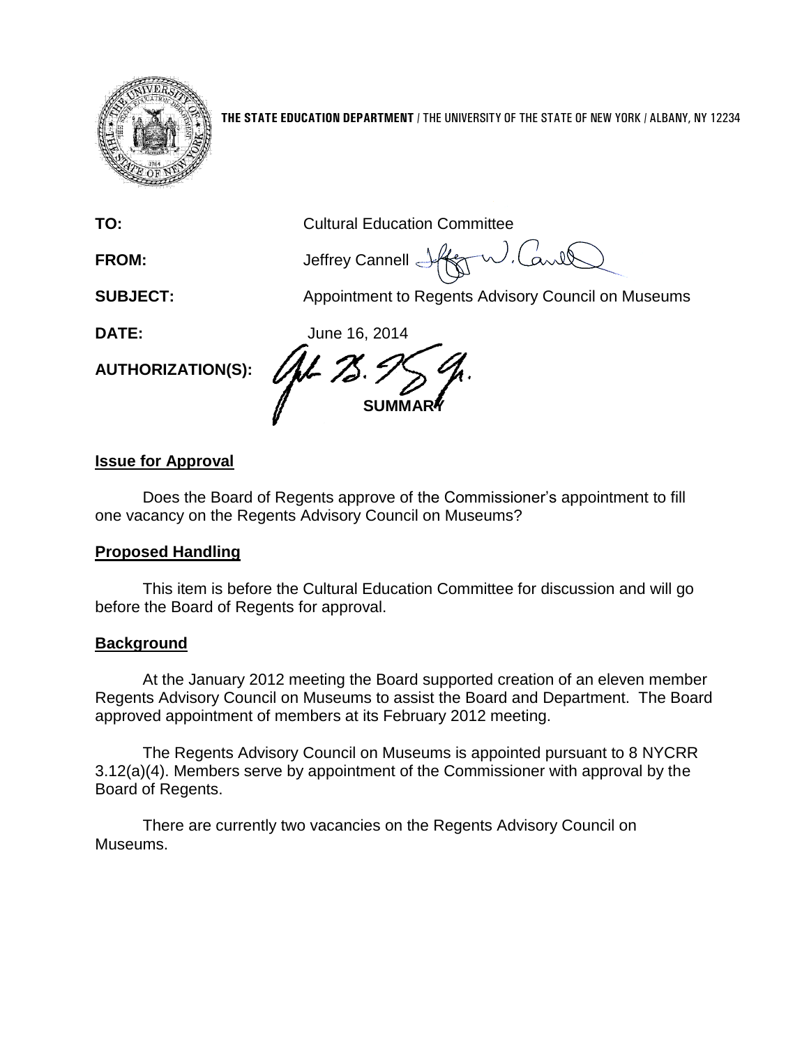THE STATE EDUCATION DEPARTMENT / THE UNIVERSITY OF THE STATE OF NEW YORK / ALBANY, NY 12234

**TO:** Cultural Education Committee

**FROM:** Jeffrey Cannell

**SUBJECT:** Appointment to Regents Advisory Council on Museums

**DATE:** June 16, 2014

**AUTHORIZATION(S):**

**SUMMARY**

## Issue for Approval

Does the Board of Regents approve of the Commissioner's appointment to fill one vacancy on the Regents Advisory Council on Museums?

## Proposed Handling

This item is before the Cultural Education Committee for discussion and will go before the Board of Regents for approval.

## Background

At the January 2012 meeting the Board supported creation of an eleven member Regents Advisory Council on Museums to assist the Board and Department. The Board approved appointment of members at its February 2012 meeting.

The Regents Advisory Council on Museums is appointed pursuant to 8 NYCRR 3.12(a)(4). Members serve by appointment of the Commissioner with approval by the Board of Regents.

There are currently two vacancies on the Regents Advisory Council on Museums.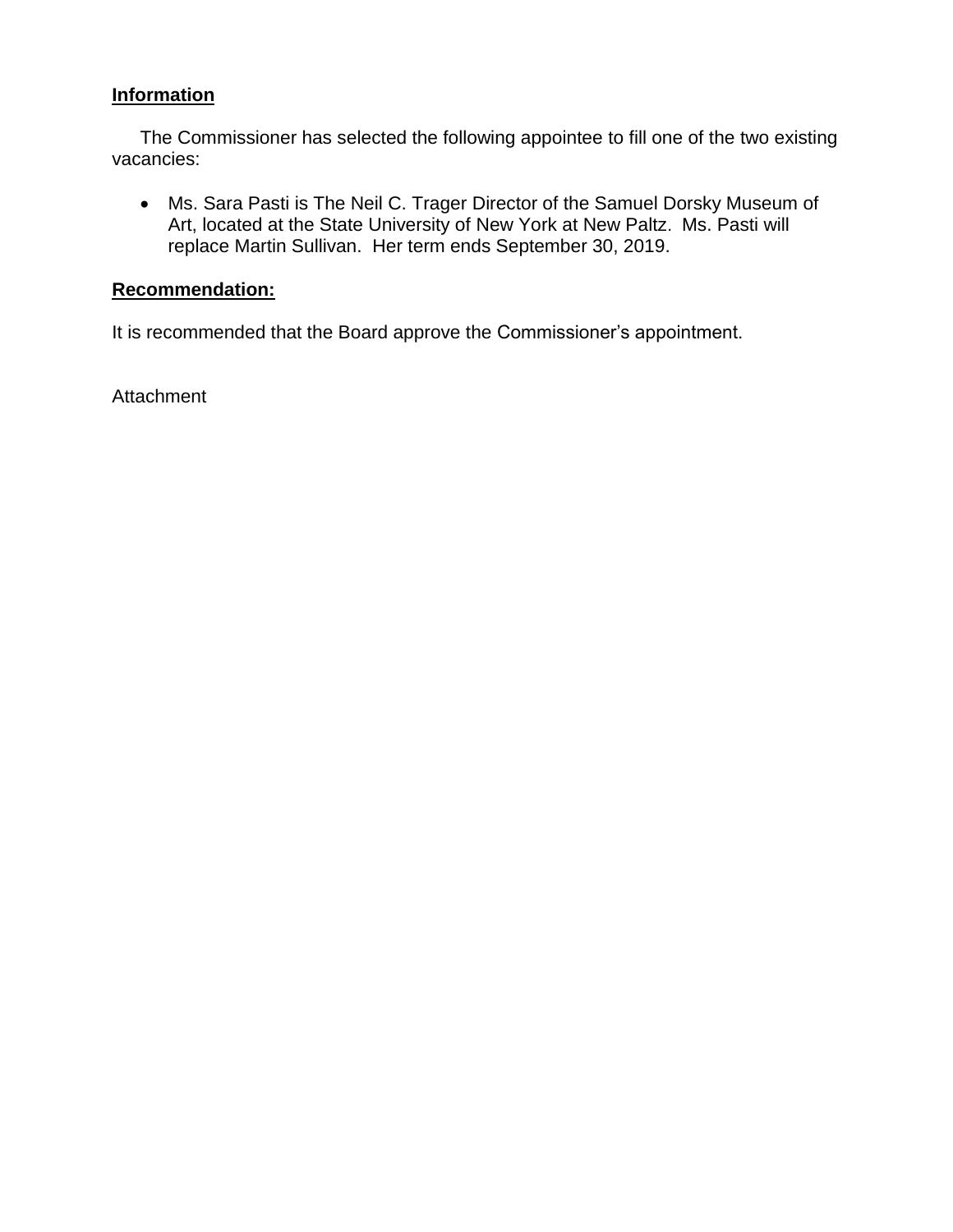## Information

The Commissioner has selected the following appointee to fill one of the two existing vacancies:

- Ms. Sara Pasti is The Neil C. Trager Director of the Samuel Dorsky Museum of Art, located at the State University of New York at New Paltz. Ms. Pasti will replace Martin Sullivan. Her term ends September 30, 2019.

## Recommendation:

It is recommended that the Board approve the Commissioner's appointment.

Attachment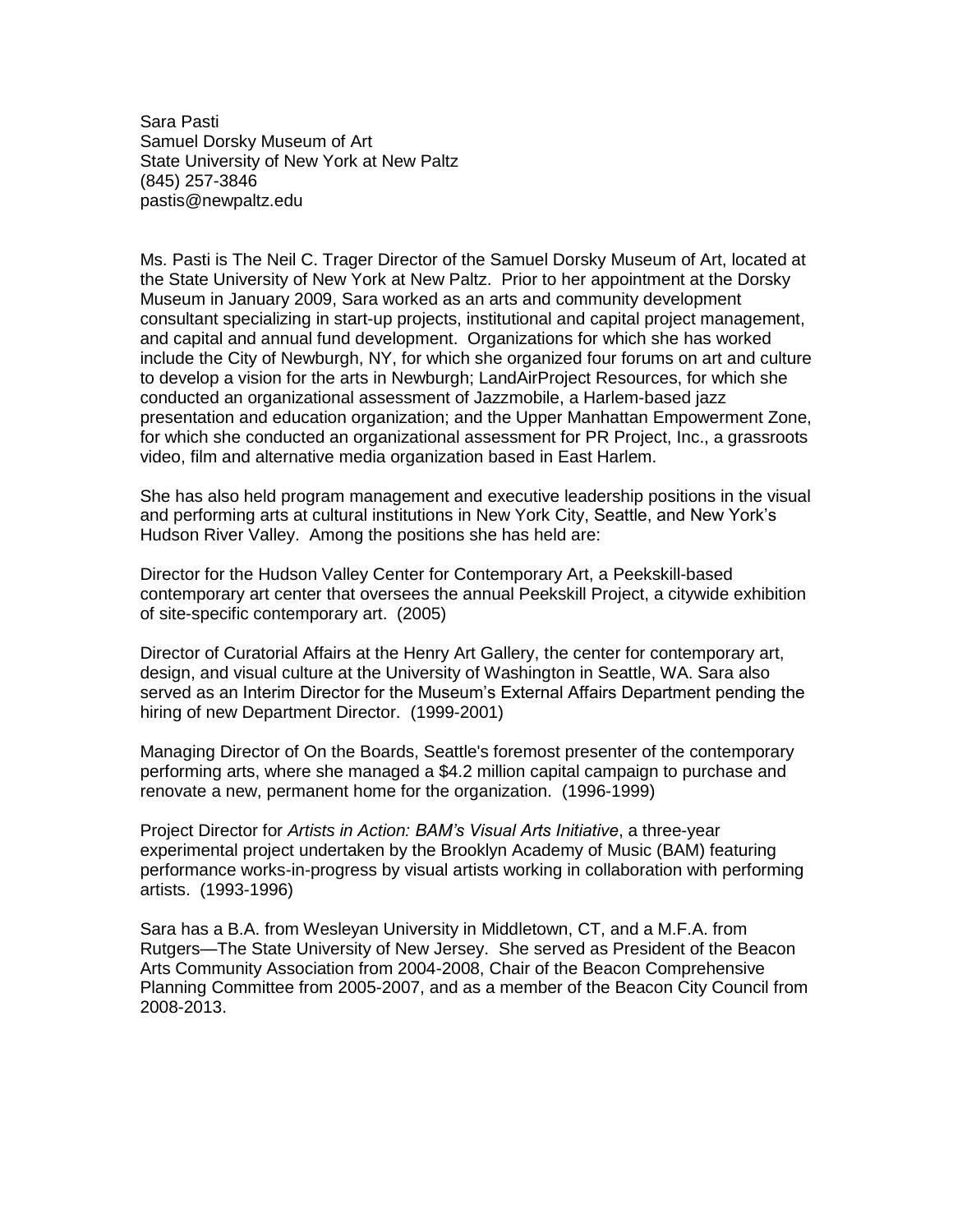Sara Pasti
Samuel Dorsky Museum of Art
State University of New York at New Paltz
(845) 257-3846
pastis@newpaltz.edu

Ms. Pasti is The Neil C. Trager Director of the Samuel Dorsky Museum of Art, located at the State University of New York at New Paltz. Prior to her appointment at the Dorsky Museum in January 2009, Sara worked as an arts and community development consultant specializing in start-up projects, institutional and capital project management, and capital and annual fund development. Organizations for which she has worked include the City of Newburgh, NY, for which she organized four forums on art and culture to develop a vision for the arts in Newburgh; LandAirProject Resources, for which she conducted an organizational assessment of Jazzmobile, a Harlem-based jazz presentation and education organization; and the Upper Manhattan Empowerment Zone, for which she conducted an organizational assessment for PR Project, Inc., a grassroots video, film and alternative media organization based in East Harlem.

She has also held program management and executive leadership positions in the visual and performing arts at cultural institutions in New York City, Seattle, and New York's Hudson River Valley. Among the positions she has held are:

Director for the Hudson Valley Center for Contemporary Art, a Peekskill-based contemporary art center that oversees the annual Peekskill Project, a citywide exhibition of site-specific contemporary art. (2005)

Director of Curatorial Affairs at the Henry Art Gallery, the center for contemporary art, design, and visual culture at the University of Washington in Seattle, WA. Sara also served as an Interim Director for the Museum's External Affairs Department pending the hiring of new Department Director. (1999-2001)

Managing Director of On the Boards, Seattle's foremost presenter of the contemporary performing arts, where she managed a $4.2 million capital campaign to purchase and renovate a new, permanent home for the organization. (1996-1999)

Project Director for *Artists in Action: BAM's Visual Arts Initiative*, a three-year experimental project undertaken by the Brooklyn Academy of Music (BAM) featuring performance works-in-progress by visual artists working in collaboration with performing artists. (1993-1996)

Sara has a B.A. from Wesleyan University in Middletown, CT, and a M.F.A. from Rutgers—The State University of New Jersey. She served as President of the Beacon Arts Community Association from 2004-2008, Chair of the Beacon Comprehensive Planning Committee from 2005-2007, and as a member of the Beacon City Council from 2008-2013.